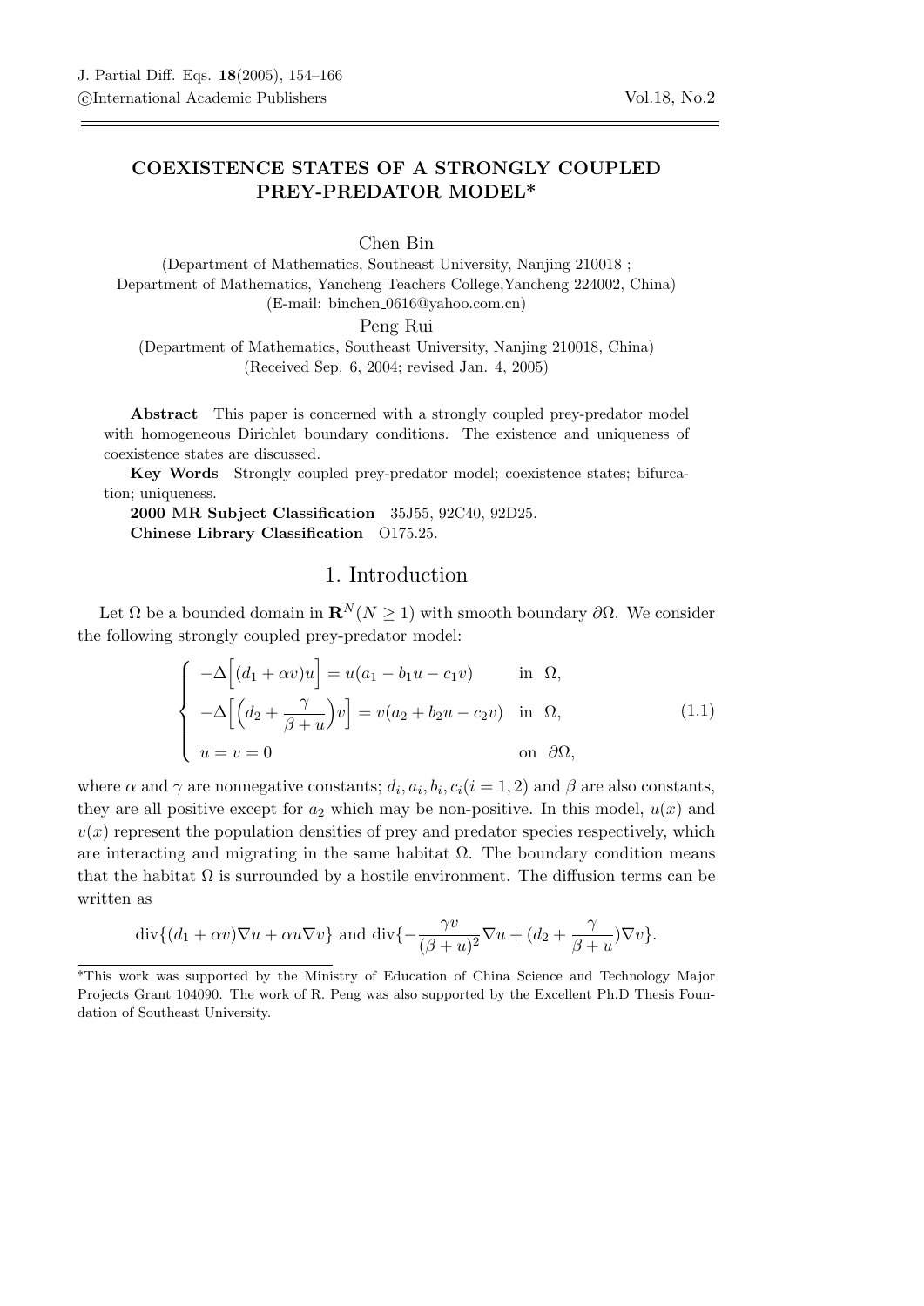# COEXISTENCE STATES OF A STRONGLY COUPLED PREY-PREDATOR MODEL*

Chen Bin

(Department of Mathematics, Southeast University, Nanjing 210018 ; Department of Mathematics, Yancheng Teachers College,Yancheng 224002, China)
(E-mail: binchen_0616@yahoo.com.cn)

Peng Rui

(Department of Mathematics, Southeast University, Nanjing 210018, China)
(Received Sep. 6, 2004; revised Jan. 4, 2005)

**Abstract** This paper is concerned with a strongly coupled prey-predator model with homogeneous Dirichlet boundary conditions. The existence and uniqueness of coexistence states are discussed.

**Key Words** Strongly coupled prey-predator model; coexistence states; bifurcation; uniqueness.

**2000 MR Subject Classification** 35J55, 92C40, 92D25.

**Chinese Library Classification** O175.25.

## 1. Introduction

Let $\Omega$ be a bounded domain in $\mathbf{R}^N (N \geq 1)$ with smooth boundary $\partial\Omega$. We consider the following strongly coupled prey-predator model:

$$\begin{cases} -\Delta\Big[(d_1 + \alpha v)u\Big] = u(a_1 - b_1 u - c_1 v) & \text{in } \Omega, \\ -\Delta\Big[\Big(d_2 + \dfrac{\gamma}{\beta + u}\Big)v\Big] = v(a_2 + b_2 u - c_2 v) & \text{in } \Omega, \\ u = v = 0 & \text{on } \partial\Omega, \end{cases} \tag{1.1}$$

where $\alpha$ and $\gamma$ are nonnegative constants; $d_i, a_i, b_i, c_i (i = 1, 2)$ and $\beta$ are also constants, they are all positive except for $a_2$ which may be non-positive. In this model, $u(x)$ and $v(x)$ represent the population densities of prey and predator species respectively, which are interacting and migrating in the same habitat $\Omega$. The boundary condition means that the habitat $\Omega$ is surrounded by a hostile environment. The diffusion terms can be written as

$$\text{div}\{(d_1 + \alpha v)\nabla u + \alpha u \nabla v\} \text{ and } \text{div}\{-\frac{\gamma v}{(\beta + u)^2}\nabla u + (d_2 + \frac{\gamma}{\beta + u})\nabla v\}.$$

*This work was supported by the Ministry of Education of China Science and Technology Major Projects Grant 104090. The work of R. Peng was also supported by the Excellent Ph.D Thesis Foundation of Southeast University.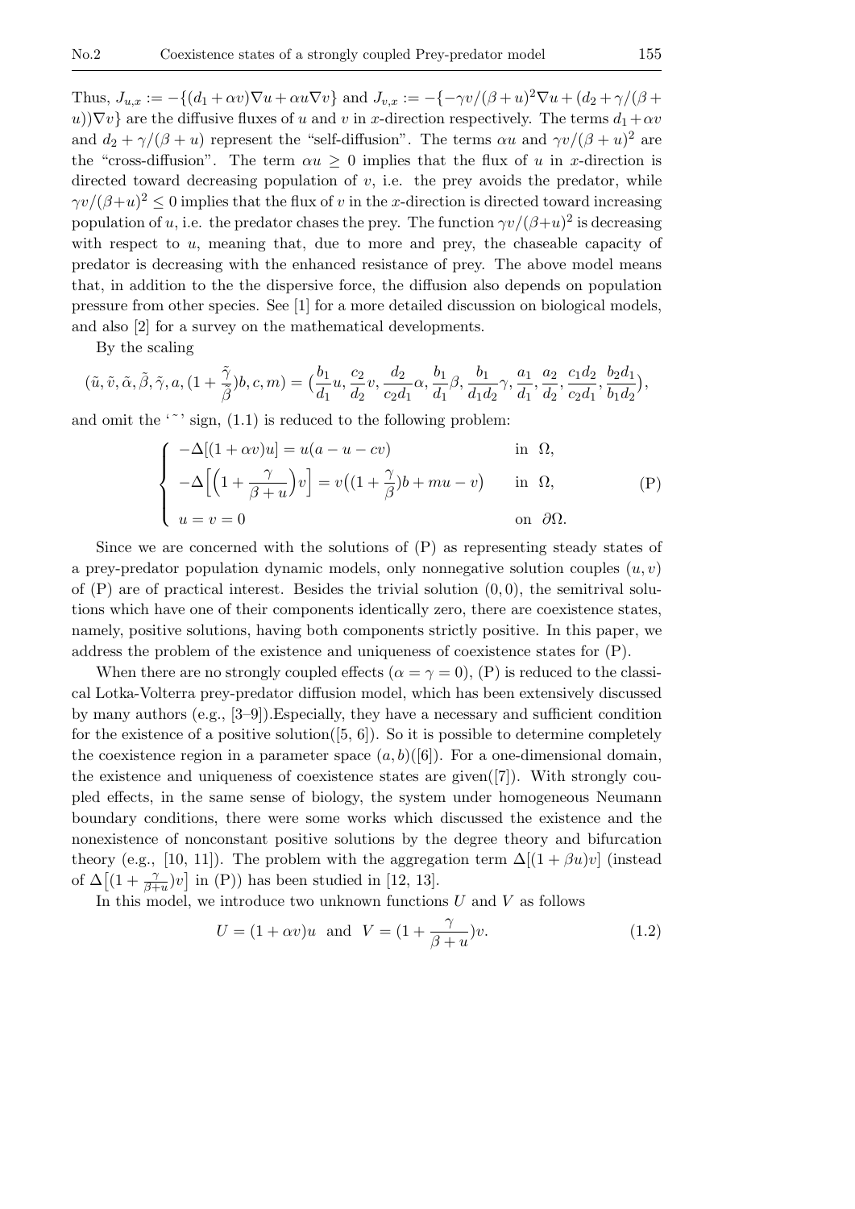Thus, $J_{u,x} := -\{(d_1 + \alpha v)\nabla u + \alpha u \nabla v\}$ and $J_{v,x} := -\{-\gamma v/(\beta + u)^2 \nabla u + (d_2 + \gamma/(\beta + u))\nabla v\}$ are the diffusive fluxes of $u$ and $v$ in $x$-direction respectively. The terms $d_1 + \alpha v$ and $d_2 + \gamma/(\beta + u)$ represent the "self-diffusion". The terms $\alpha u$ and $\gamma v/(\beta + u)^2$ are the "cross-diffusion". The term $\alpha u \geq 0$ implies that the flux of $u$ in $x$-direction is directed toward decreasing population of $v$, i.e. the prey avoids the predator, while $\gamma v/(\beta + u)^2 \leq 0$ implies that the flux of $v$ in the $x$-direction is directed toward increasing population of $u$, i.e. the predator chases the prey. The function $\gamma v/(\beta + u)^2$ is decreasing with respect to $u$, meaning that, due to more and prey, the chaseable capacity of predator is decreasing with the enhanced resistance of prey. The above model means that, in addition to the the dispersive force, the diffusion also depends on population pressure from other species. See [1] for a more detailed discussion on biological models, and also [2] for a survey on the mathematical developments.

By the scaling

$$(\tilde{u}, \tilde{v}, \tilde{\alpha}, \tilde{\beta}, \tilde{\gamma}, a, (1 + \frac{\tilde{\gamma}}{\tilde{\beta}})b, c, m) = \big(\frac{b_1}{d_1}u, \frac{c_2}{d_2}v, \frac{d_2}{c_2 d_1}\alpha, \frac{b_1}{d_1}\beta, \frac{b_1}{d_1 d_2}\gamma, \frac{a_1}{d_1}, \frac{a_2}{d_2}, \frac{c_1 d_2}{c_2 d_1}, \frac{b_2 d_1}{b_1 d_2}\big),$$

and omit the '$\tilde{}$' sign, (1.1) is reduced to the following problem:

$$\begin{cases} -\Delta[(1 + \alpha v)u] = u(a - u - cv) & \text{in } \Omega, \\ -\Delta\Big[\Big(1 + \dfrac{\gamma}{\beta + u}\Big)v\Big] = v\big((1 + \dfrac{\gamma}{\beta})b + mu - v\big) & \text{in } \Omega, \\ u = v = 0 & \text{on } \partial\Omega. \end{cases} \tag{P}$$

Since we are concerned with the solutions of (P) as representing steady states of a prey-predator population dynamic models, only nonnegative solution couples $(u, v)$ of (P) are of practical interest. Besides the trivial solution $(0, 0)$, the semitrival solutions which have one of their components identically zero, there are coexistence states, namely, positive solutions, having both components strictly positive. In this paper, we address the problem of the existence and uniqueness of coexistence states for (P).

When there are no strongly coupled effects ($\alpha = \gamma = 0$), (P) is reduced to the classical Lotka-Volterra prey-predator diffusion model, which has been extensively discussed by many authors (e.g., [3–9]).Especially, they have a necessary and sufficient condition for the existence of a positive solution([5, 6]). So it is possible to determine completely the coexistence region in a parameter space $(a, b)$([6]). For a one-dimensional domain, the existence and uniqueness of coexistence states are given([7]). With strongly coupled effects, in the same sense of biology, the system under homogeneous Neumann boundary conditions, there were some works which discussed the existence and the nonexistence of nonconstant positive solutions by the degree theory and bifurcation theory (e.g., [10, 11]). The problem with the aggregation term $\Delta[(1 + \beta u)v]$ (instead of $\Delta\big[(1 + \frac{\gamma}{\beta + u})v\big]$ in (P)) has been studied in [12, 13].

In this model, we introduce two unknown functions $U$ and $V$ as follows

$$U = (1 + \alpha v)u \quad \text{and} \quad V = (1 + \frac{\gamma}{\beta + u})v. \tag{1.2}$$